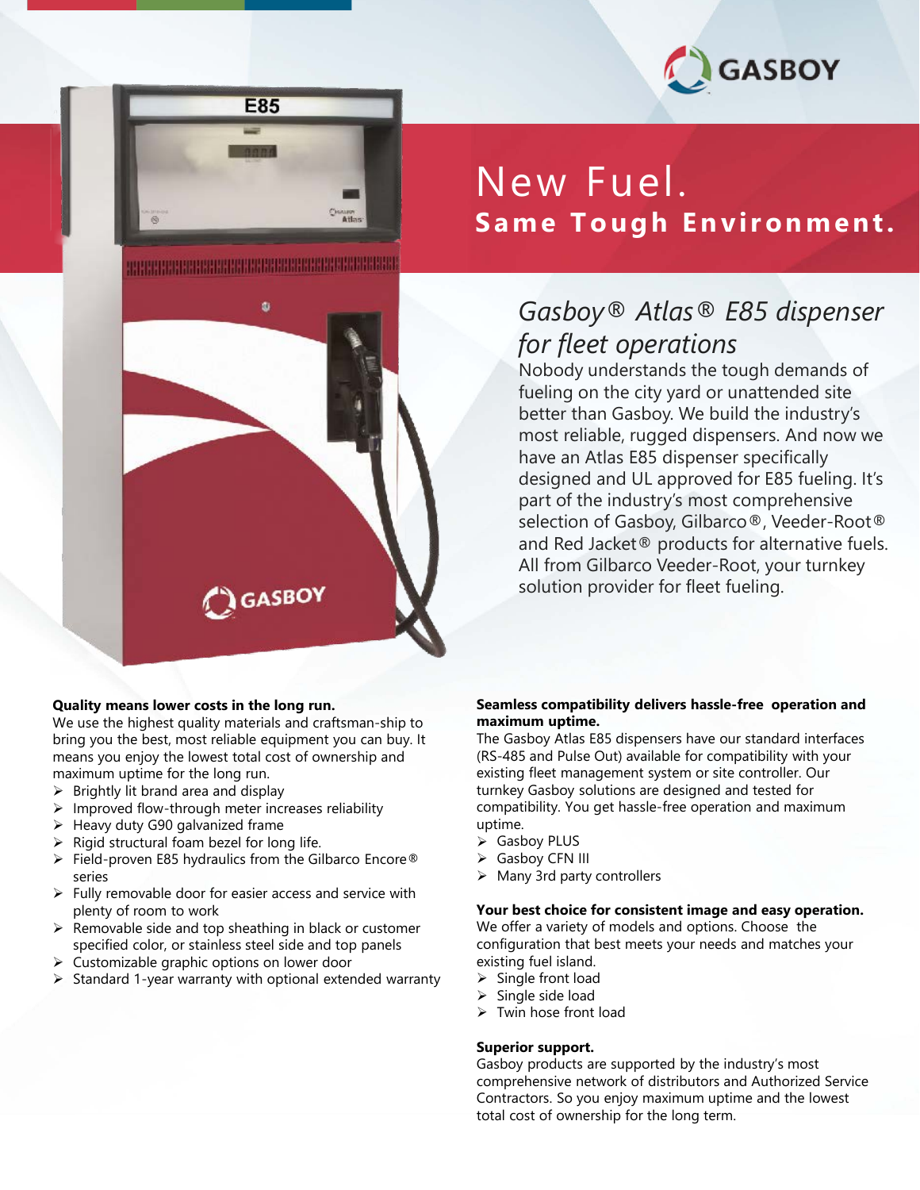# New Fel.

Wait—

GASBOY

# New Fuel.

## Same Tough Environment.

### *Gasboy® Atlas® E85 dispenser for fleet operations*

Nobody understands the tough demands of fueling on the city yard or unattended site better than Gasboy. We build the industry's most reliable, rugged dispensers. And now we have an Atlas E85 dispenser specifically designed and UL approved for E85 fueling. It's part of the industry's most comprehensive selection of Gasboy, Gilbarco®, Veeder-Root® and Red Jacket® products for alternative fuels. All from Gilbarco Veeder-Root, your turnkey solution provider for fleet fueling.

**Quality means lower costs in the long run.**

We use the highest quality materials and craftsman-ship to bring you the best, most reliable equipment you can buy. It means you enjoy the lowest total cost of ownership and maximum uptime for the long run.

- Brightly lit brand area and display
- Improved flow-through meter increases reliability
- Heavy duty G90 galvanized frame
- Rigid structural foam bezel for long life.
- Field-proven E85 hydraulics from the Gilbarco Encore® series
- Fully removable door for easier access and service with plenty of room to work
- Removable side and top sheathing in black or customer specified color, or stainless steel side and top panels
- Customizable graphic options on lower door
- Standard 1-year warranty with optional extended warranty

**Seamless compatibility delivers hassle-free operation and maximum uptime.**

The Gasboy Atlas E85 dispensers have our standard interfaces (RS-485 and Pulse Out) available for compatibility with your existing fleet management system or site controller. Our turnkey Gasboy solutions are designed and tested for compatibility. You get hassle-free operation and maximum uptime.

- Gasboy PLUS
- Gasboy CFN III
- Many 3rd party controllers

**Your best choice for consistent image and easy operation.**

We offer a variety of models and options. Choose the configuration that best meets your needs and matches your existing fuel island.

- Single front load
- Single side load
- Twin hose front load

**Superior support.**

Gasboy products are supported by the industry's most comprehensive network of distributors and Authorized Service Contractors. So you enjoy maximum uptime and the lowest total cost of ownership for the long term.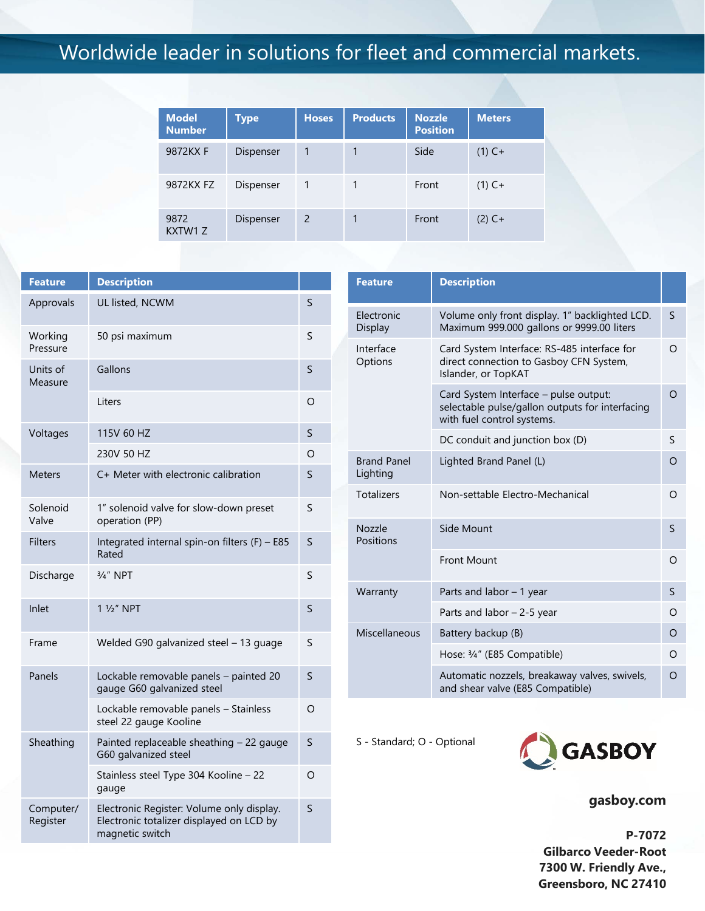# Worldwide leader in solutions for fleet and commercial markets.

| Model Number | Type | Hoses | Products | Nozzle Position | Meters |
|---|---|---|---|---|---|
| 9872KX F | Dispenser | 1 | 1 | Side | (1) C+ |
| 9872KX FZ | Dispenser | 1 | 1 | Front | (1) C+ |
| 9872 KXTW1 Z | Dispenser | 2 | 1 | Front | (2) C+ |

| Feature | Description | |
|---|---|---|
| Approvals | UL listed, NCWM | S |
| Working Pressure | 50 psi maximum | S |
| Units of Measure | Gallons | S |
| | Liters | O |
| Voltages | 115V 60 HZ | S |
| | 230V 50 HZ | O |
| Meters | C+ Meter with electronic calibration | S |
| Solenoid Valve | 1" solenoid valve for slow-down preset operation (PP) | S |
| Filters | Integrated internal spin-on filters (F) – E85 Rated | S |
| Discharge | ¾" NPT | S |
| Inlet | 1 ½" NPT | S |
| Frame | Welded G90 galvanized steel – 13 guage | S |
| Panels | Lockable removable panels – painted 20 gauge G60 galvanized steel | S |
| | Lockable removable panels – Stainless steel 22 gauge Kooline | O |
| Sheathing | Painted replaceable sheathing – 22 gauge G60 galvanized steel | S |
| | Stainless steel Type 304 Kooline – 22 gauge | O |
| Computer/ Register | Electronic Register: Volume only display. Electronic totalizer displayed on LCD by magnetic switch | S |

| Feature | Description | |
|---|---|---|
| Electronic Display | Volume only front display. 1" backlighted LCD. Maximum 999.000 gallons or 9999.00 liters | S |
| Interface Options | Card System Interface: RS-485 interface for direct connection to Gasboy CFN System, Islander, or TopKAT | O |
| | Card System Interface – pulse output: selectable pulse/gallon outputs for interfacing with fuel control systems. | O |
| | DC conduit and junction box (D) | S |
| Brand Panel Lighting | Lighted Brand Panel (L) | O |
| Totalizers | Non-settable Electro-Mechanical | O |
| Nozzle Positions | Side Mount | S |
| | Front Mount | O |
| Warranty | Parts and labor – 1 year | S |
| | Parts and labor – 2-5 year | O |
| Miscellaneous | Battery backup (B) | O |
| | Hose: ¾" (E85 Compatible) | O |
| | Automatic nozzles, breakaway valves, swivels, and shear valve (E85 Compatible) | O |

S - Standard; O - Optional

GASBOY

**gasboy.com**

**P-7072**
**Gilbarco Veeder-Root**
**7300 W. Friendly Ave.,**
**Greensboro, NC 27410**